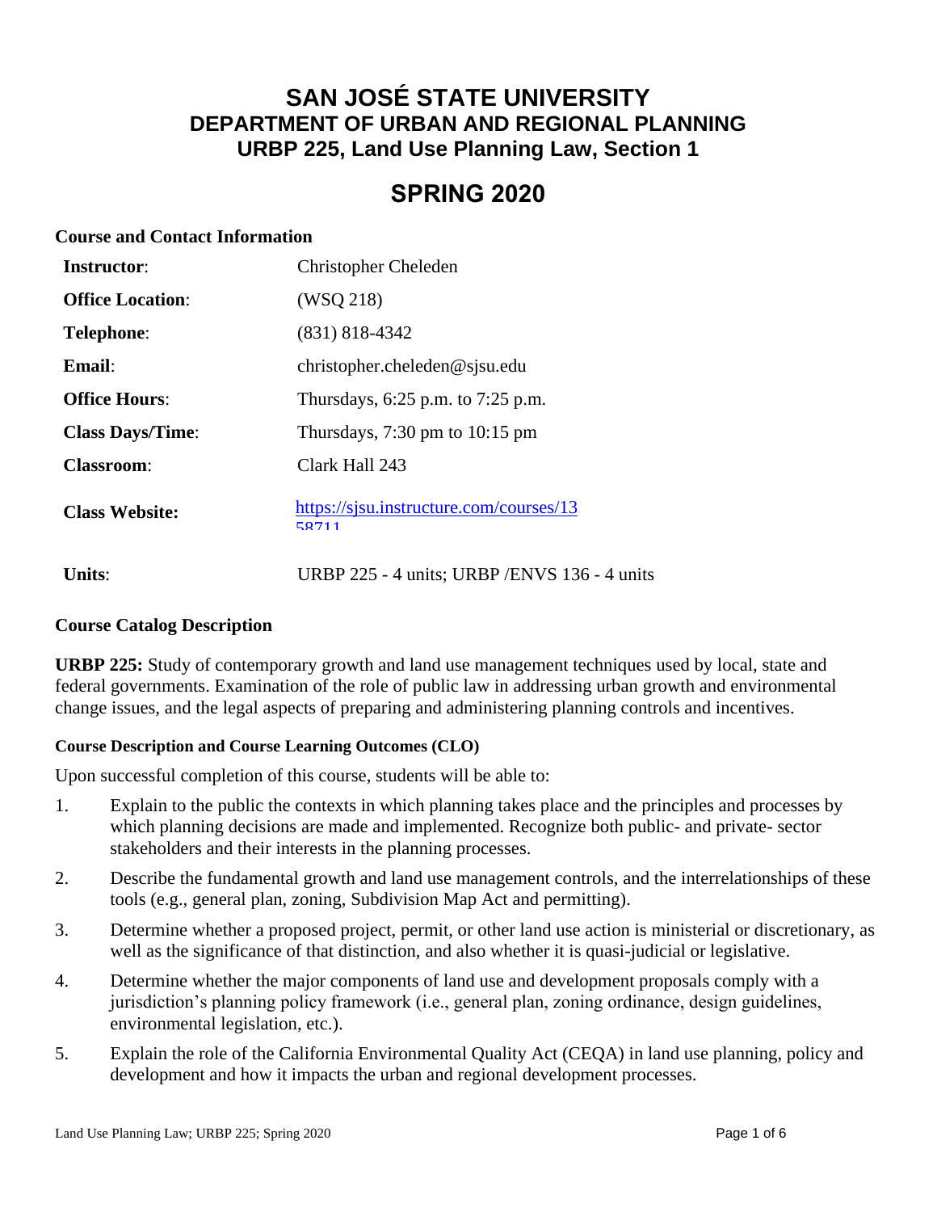# SAN JOSÉ STATE UNIVERSITY
## DEPARTMENT OF URBAN AND REGIONAL PLANNING
## URBP 225, Land Use Planning Law, Section 1

# SPRING 2020

### Course and Contact Information

| | |
|---|---|
| **Instructor**: | Christopher Cheleden |
| **Office Location**: | (WSQ 218) |
| **Telephone**: | (831) 818-4342 |
| **Email**: | christopher.cheleden@sjsu.edu |
| **Office Hours**: | Thursdays, 6:25 p.m. to 7:25 p.m. |
| **Class Days/Time**: | Thursdays, 7:30 pm to 10:15 pm |
| **Classroom**: | Clark Hall 243 |
| **Class Website:** | https://sjsu.instructure.com/courses/1358711 |
| **Units**: | URBP 225 - 4 units; URBP /ENVS 136 - 4 units |

### Course Catalog Description

**URBP 225:** Study of contemporary growth and land use management techniques used by local, state and federal governments. Examination of the role of public law in addressing urban growth and environmental change issues, and the legal aspects of preparing and administering planning controls and incentives.

#### Course Description and Course Learning Outcomes (CLO)

Upon successful completion of this course, students will be able to:

1. Explain to the public the contexts in which planning takes place and the principles and processes by which planning decisions are made and implemented. Recognize both public- and private- sector stakeholders and their interests in the planning processes.
2. Describe the fundamental growth and land use management controls, and the interrelationships of these tools (e.g., general plan, zoning, Subdivision Map Act and permitting).
3. Determine whether a proposed project, permit, or other land use action is ministerial or discretionary, as well as the significance of that distinction, and also whether it is quasi-judicial or legislative.
4. Determine whether the major components of land use and development proposals comply with a jurisdiction's planning policy framework (i.e., general plan, zoning ordinance, design guidelines, environmental legislation, etc.).
5. Explain the role of the California Environmental Quality Act (CEQA) in land use planning, policy and development and how it impacts the urban and regional development processes.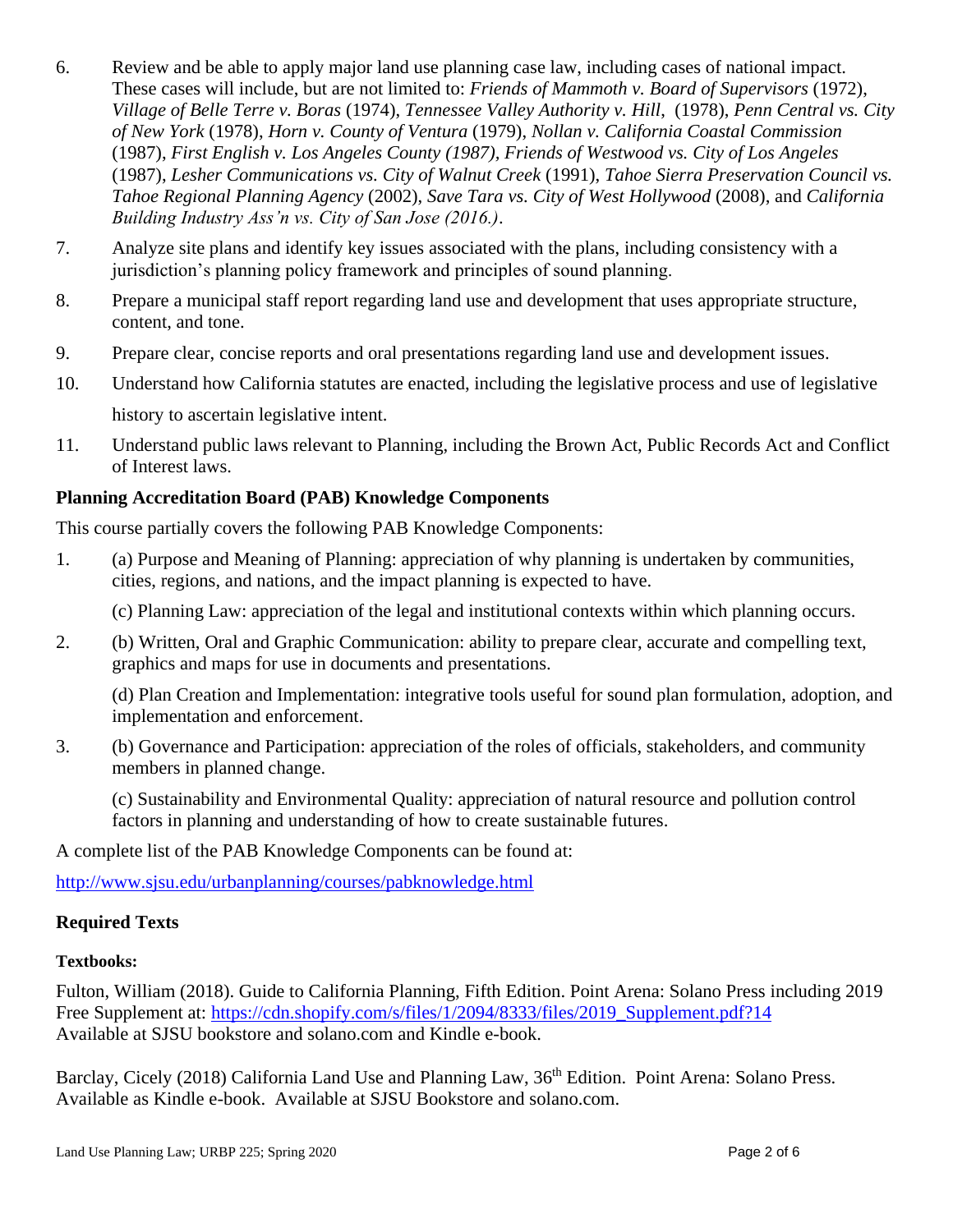6. Review and be able to apply major land use planning case law, including cases of national impact. These cases will include, but are not limited to: *Friends of Mammoth v. Board of Supervisors* (1972), *Village of Belle Terre v. Boras* (1974), *Tennessee Valley Authority v. Hill*, (1978), *Penn Central vs. City of New York* (1978), *Horn v. County of Ventura* (1979), *Nollan v. California Coastal Commission* (1987), *First English v. Los Angeles County (1987), Friends of Westwood vs. City of Los Angeles* (1987), *Lesher Communications vs. City of Walnut Creek* (1991), *Tahoe Sierra Preservation Council vs. Tahoe Regional Planning Agency* (2002), *Save Tara vs. City of West Hollywood* (2008), and *California Building Industry Ass'n vs. City of San Jose (2016.)*.

7. Analyze site plans and identify key issues associated with the plans, including consistency with a jurisdiction's planning policy framework and principles of sound planning.

8. Prepare a municipal staff report regarding land use and development that uses appropriate structure, content, and tone.

9. Prepare clear, concise reports and oral presentations regarding land use and development issues.

10. Understand how California statutes are enacted, including the legislative process and use of legislative history to ascertain legislative intent.

11. Understand public laws relevant to Planning, including the Brown Act, Public Records Act and Conflict of Interest laws.

### Planning Accreditation Board (PAB) Knowledge Components

This course partially covers the following PAB Knowledge Components:

1. (a) Purpose and Meaning of Planning: appreciation of why planning is undertaken by communities, cities, regions, and nations, and the impact planning is expected to have.

   (c) Planning Law: appreciation of the legal and institutional contexts within which planning occurs.

2. (b) Written, Oral and Graphic Communication: ability to prepare clear, accurate and compelling text, graphics and maps for use in documents and presentations.

   (d) Plan Creation and Implementation: integrative tools useful for sound plan formulation, adoption, and implementation and enforcement.

3. (b) Governance and Participation: appreciation of the roles of officials, stakeholders, and community members in planned change.

   (c) Sustainability and Environmental Quality: appreciation of natural resource and pollution control factors in planning and understanding of how to create sustainable futures.

A complete list of the PAB Knowledge Components can be found at:

http://www.sjsu.edu/urbanplanning/courses/pabknowledge.html

### Required Texts

#### Textbooks:

Fulton, William (2018). Guide to California Planning, Fifth Edition. Point Arena: Solano Press including 2019 Free Supplement at: https://cdn.shopify.com/s/files/1/2094/8333/files/2019_Supplement.pdf?14 Available at SJSU bookstore and solano.com and Kindle e-book.

Barclay, Cicely (2018) California Land Use and Planning Law, 36th Edition. Point Arena: Solano Press. Available as Kindle e-book. Available at SJSU Bookstore and solano.com.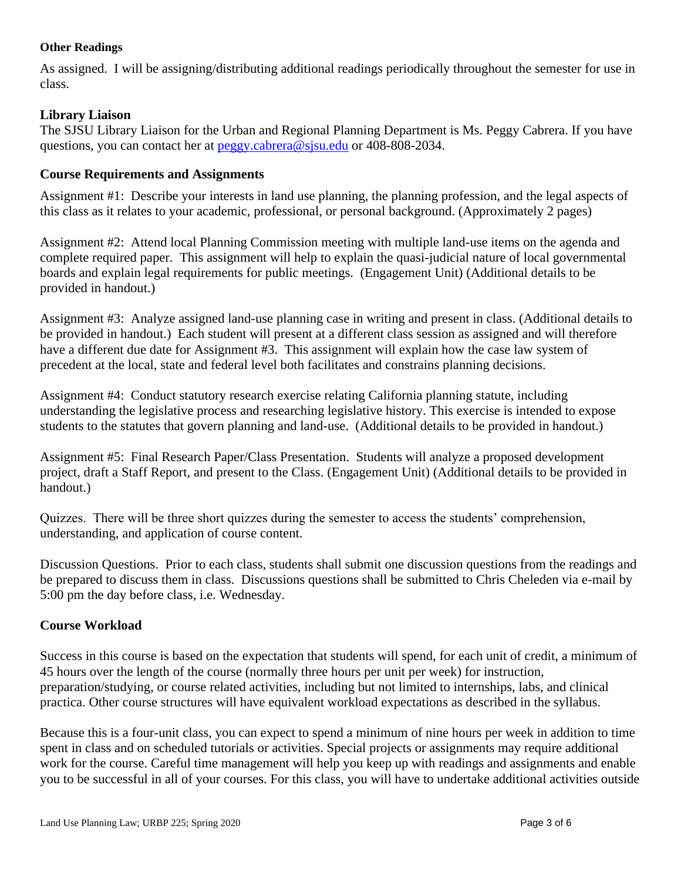### Other Readings

As assigned. I will be assigning/distributing additional readings periodically throughout the semester for use in class.

### Library Liaison

The SJSU Library Liaison for the Urban and Regional Planning Department is Ms. Peggy Cabrera. If you have questions, you can contact her at [peggy.cabrera@sjsu.edu](mailto:peggy.cabrera@sjsu.edu) or 408-808-2034.

### Course Requirements and Assignments

Assignment #1: Describe your interests in land use planning, the planning profession, and the legal aspects of this class as it relates to your academic, professional, or personal background. (Approximately 2 pages)

Assignment #2: Attend local Planning Commission meeting with multiple land-use items on the agenda and complete required paper. This assignment will help to explain the quasi-judicial nature of local governmental boards and explain legal requirements for public meetings. (Engagement Unit) (Additional details to be provided in handout.)

Assignment #3: Analyze assigned land-use planning case in writing and present in class. (Additional details to be provided in handout.) Each student will present at a different class session as assigned and will therefore have a different due date for Assignment #3. This assignment will explain how the case law system of precedent at the local, state and federal level both facilitates and constrains planning decisions.

Assignment #4: Conduct statutory research exercise relating California planning statute, including understanding the legislative process and researching legislative history. This exercise is intended to expose students to the statutes that govern planning and land-use. (Additional details to be provided in handout.)

Assignment #5: Final Research Paper/Class Presentation. Students will analyze a proposed development project, draft a Staff Report, and present to the Class. (Engagement Unit) (Additional details to be provided in handout.)

Quizzes. There will be three short quizzes during the semester to access the students' comprehension, understanding, and application of course content.

Discussion Questions. Prior to each class, students shall submit one discussion questions from the readings and be prepared to discuss them in class. Discussions questions shall be submitted to Chris Cheleden via e-mail by 5:00 pm the day before class, i.e. Wednesday.

### Course Workload

Success in this course is based on the expectation that students will spend, for each unit of credit, a minimum of 45 hours over the length of the course (normally three hours per unit per week) for instruction, preparation/studying, or course related activities, including but not limited to internships, labs, and clinical practica. Other course structures will have equivalent workload expectations as described in the syllabus.

Because this is a four-unit class, you can expect to spend a minimum of nine hours per week in addition to time spent in class and on scheduled tutorials or activities. Special projects or assignments may require additional work for the course. Careful time management will help you keep up with readings and assignments and enable you to be successful in all of your courses. For this class, you will have to undertake additional activities outside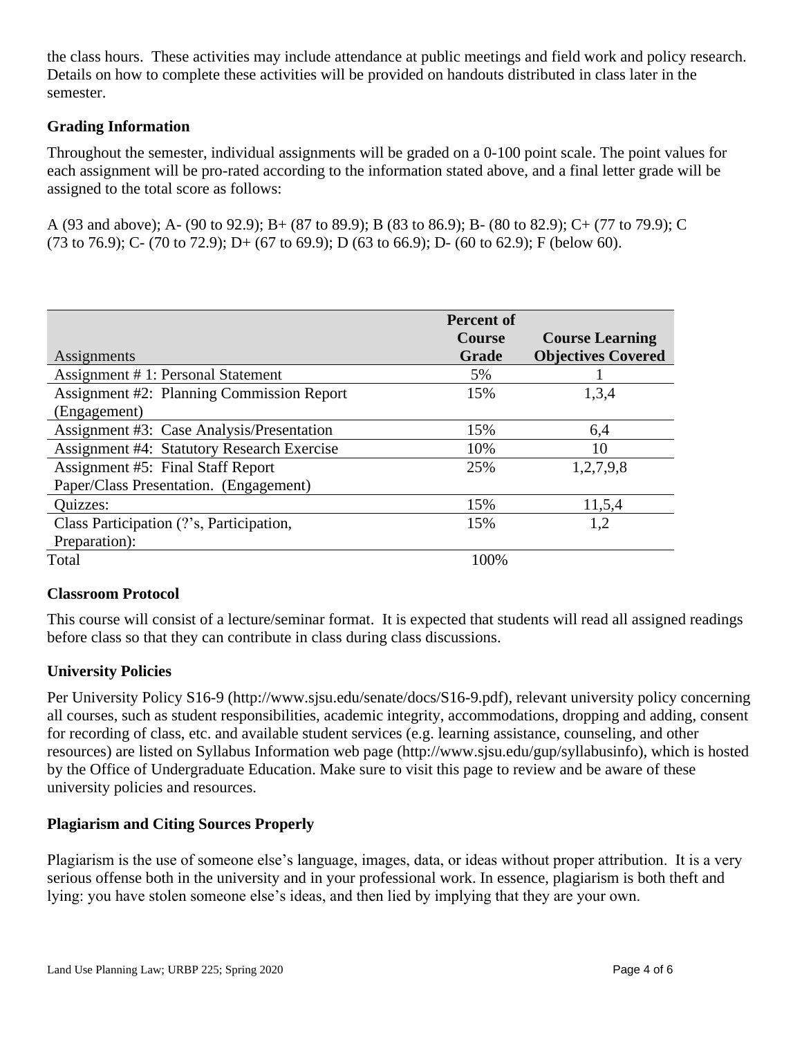the class hours. These activities may include attendance at public meetings and field work and policy research. Details on how to complete these activities will be provided on handouts distributed in class later in the semester.

### Grading Information

Throughout the semester, individual assignments will be graded on a 0-100 point scale. The point values for each assignment will be pro-rated according to the information stated above, and a final letter grade will be assigned to the total score as follows:

A (93 and above); A- (90 to 92.9); B+ (87 to 89.9); B (83 to 86.9); B- (80 to 82.9); C+ (77 to 79.9); C (73 to 76.9); C- (70 to 72.9); D+ (67 to 69.9); D (63 to 66.9); D- (60 to 62.9); F (below 60).

| Assignments | Percent of Course Grade | Course Learning Objectives Covered |
|---|---|---|
| Assignment # 1: Personal Statement | 5% | 1 |
| Assignment #2: Planning Commission Report (Engagement) | 15% | 1,3,4 |
| Assignment #3: Case Analysis/Presentation | 15% | 6,4 |
| Assignment #4: Statutory Research Exercise | 10% | 10 |
| Assignment #5: Final Staff Report Paper/Class Presentation. (Engagement) | 25% | 1,2,7,9,8 |
| Quizzes: | 15% | 11,5,4 |
| Class Participation (?'s, Participation, Preparation): | 15% | 1,2 |
| Total | 100% | |

### Classroom Protocol

This course will consist of a lecture/seminar format. It is expected that students will read all assigned readings before class so that they can contribute in class during class discussions.

### University Policies

Per University Policy S16-9 (http://www.sjsu.edu/senate/docs/S16-9.pdf), relevant university policy concerning all courses, such as student responsibilities, academic integrity, accommodations, dropping and adding, consent for recording of class, etc. and available student services (e.g. learning assistance, counseling, and other resources) are listed on Syllabus Information web page (http://www.sjsu.edu/gup/syllabusinfo), which is hosted by the Office of Undergraduate Education. Make sure to visit this page to review and be aware of these university policies and resources.

### Plagiarism and Citing Sources Properly

Plagiarism is the use of someone else's language, images, data, or ideas without proper attribution. It is a very serious offense both in the university and in your professional work. In essence, plagiarism is both theft and lying: you have stolen someone else's ideas, and then lied by implying that they are your own.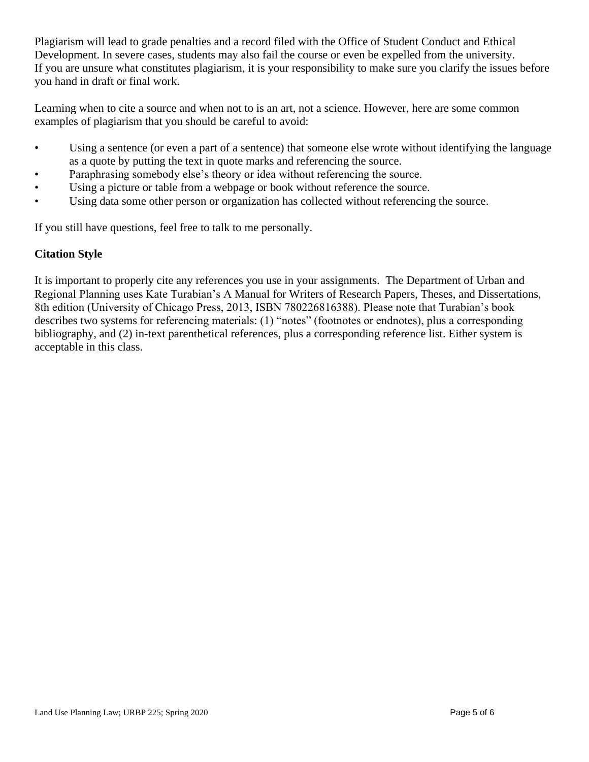Plagiarism will lead to grade penalties and a record filed with the Office of Student Conduct and Ethical Development. In severe cases, students may also fail the course or even be expelled from the university. If you are unsure what constitutes plagiarism, it is your responsibility to make sure you clarify the issues before you hand in draft or final work.

Learning when to cite a source and when not to is an art, not a science. However, here are some common examples of plagiarism that you should be careful to avoid:

- Using a sentence (or even a part of a sentence) that someone else wrote without identifying the language as a quote by putting the text in quote marks and referencing the source.
- Paraphrasing somebody else's theory or idea without referencing the source.
- Using a picture or table from a webpage or book without reference the source.
- Using data some other person or organization has collected without referencing the source.

If you still have questions, feel free to talk to me personally.

**Citation Style**

It is important to properly cite any references you use in your assignments. The Department of Urban and Regional Planning uses Kate Turabian's A Manual for Writers of Research Papers, Theses, and Dissertations, 8th edition (University of Chicago Press, 2013, ISBN 780226816388). Please note that Turabian's book describes two systems for referencing materials: (1) "notes" (footnotes or endnotes), plus a corresponding bibliography, and (2) in-text parenthetical references, plus a corresponding reference list. Either system is acceptable in this class.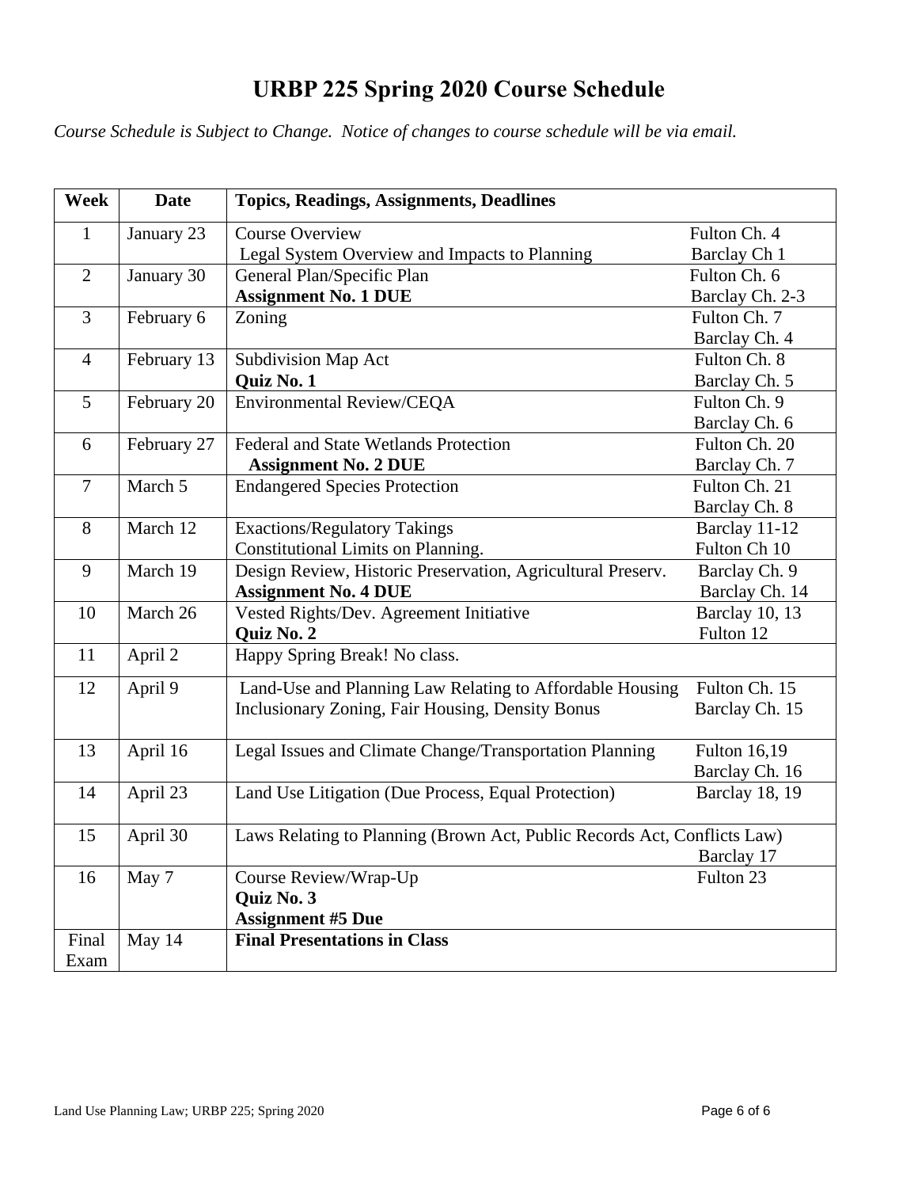# URBP 225 Spring 2020 Course Schedule

*Course Schedule is Subject to Change. Notice of changes to course schedule will be via email.*

| Week | Date | Topics, Readings, Assignments, Deadlines | |
|---|---|---|---|
| 1 | January 23 | Course Overview<br>Legal System Overview and Impacts to Planning | Fulton Ch. 4<br>Barclay Ch 1 |
| 2 | January 30 | General Plan/Specific Plan<br>**Assignment No. 1 DUE** | Fulton Ch. 6<br>Barclay Ch. 2-3 |
| 3 | February 6 | Zoning | Fulton Ch. 7<br>Barclay Ch. 4 |
| 4 | February 13 | Subdivision Map Act<br>**Quiz No. 1** | Fulton Ch. 8<br>Barclay Ch. 5 |
| 5 | February 20 | Environmental Review/CEQA | Fulton Ch. 9<br>Barclay Ch. 6 |
| 6 | February 27 | Federal and State Wetlands Protection<br>**Assignment No. 2 DUE** | Fulton Ch. 20<br>Barclay Ch. 7 |
| 7 | March 5 | Endangered Species Protection | Fulton Ch. 21<br>Barclay Ch. 8 |
| 8 | March 12 | Exactions/Regulatory Takings<br>Constitutional Limits on Planning. | Barclay 11-12<br>Fulton Ch 10 |
| 9 | March 19 | Design Review, Historic Preservation, Agricultural Preserv.<br>**Assignment No. 4 DUE** | Barclay Ch. 9<br>Barclay Ch. 14 |
| 10 | March 26 | Vested Rights/Dev. Agreement Initiative<br>**Quiz No. 2** | Barclay 10, 13<br>Fulton 12 |
| 11 | April 2 | Happy Spring Break! No class. | |
| 12 | April 9 | Land-Use and Planning Law Relating to Affordable Housing<br>Inclusionary Zoning, Fair Housing, Density Bonus | Fulton Ch. 15<br>Barclay Ch. 15 |
| 13 | April 16 | Legal Issues and Climate Change/Transportation Planning | Fulton 16,19<br>Barclay Ch. 16 |
| 14 | April 23 | Land Use Litigation (Due Process, Equal Protection) | Barclay 18, 19 |
| 15 | April 30 | Laws Relating to Planning (Brown Act, Public Records Act, Conflicts Law) | Barclay 17 |
| 16 | May 7 | Course Review/Wrap-Up<br>**Quiz No. 3**<br>**Assignment #5 Due** | Fulton 23 |
| Final Exam | May 14 | **Final Presentations in Class** | |